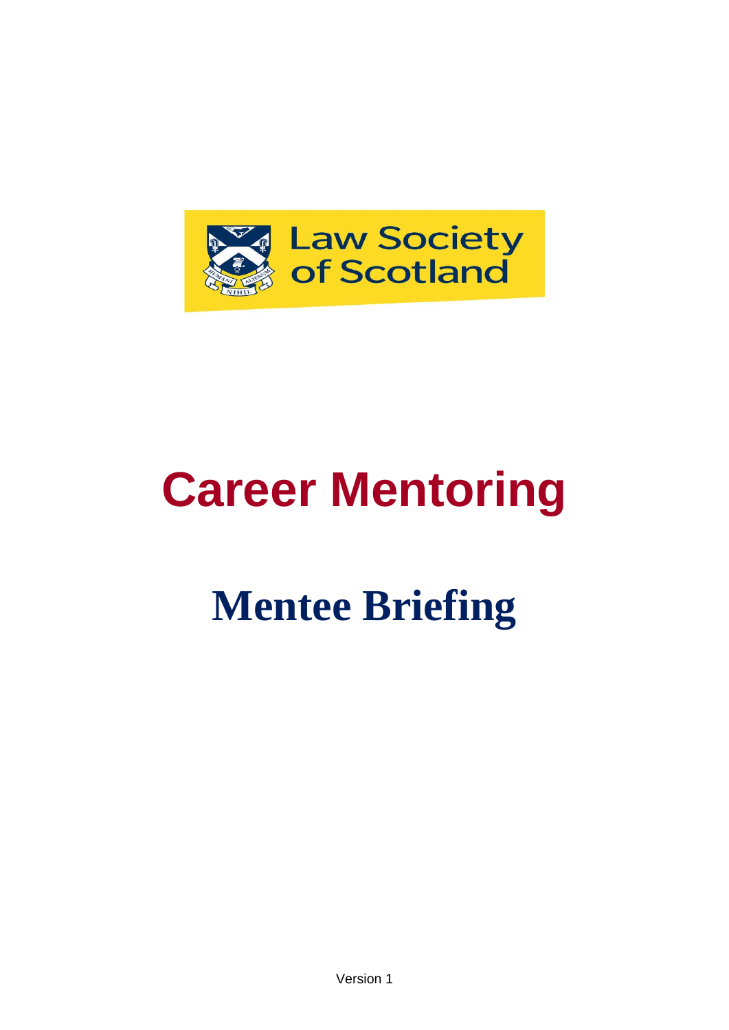Law Society of Scotland

# Career Mentoring

## Mentee Briefing

Version 1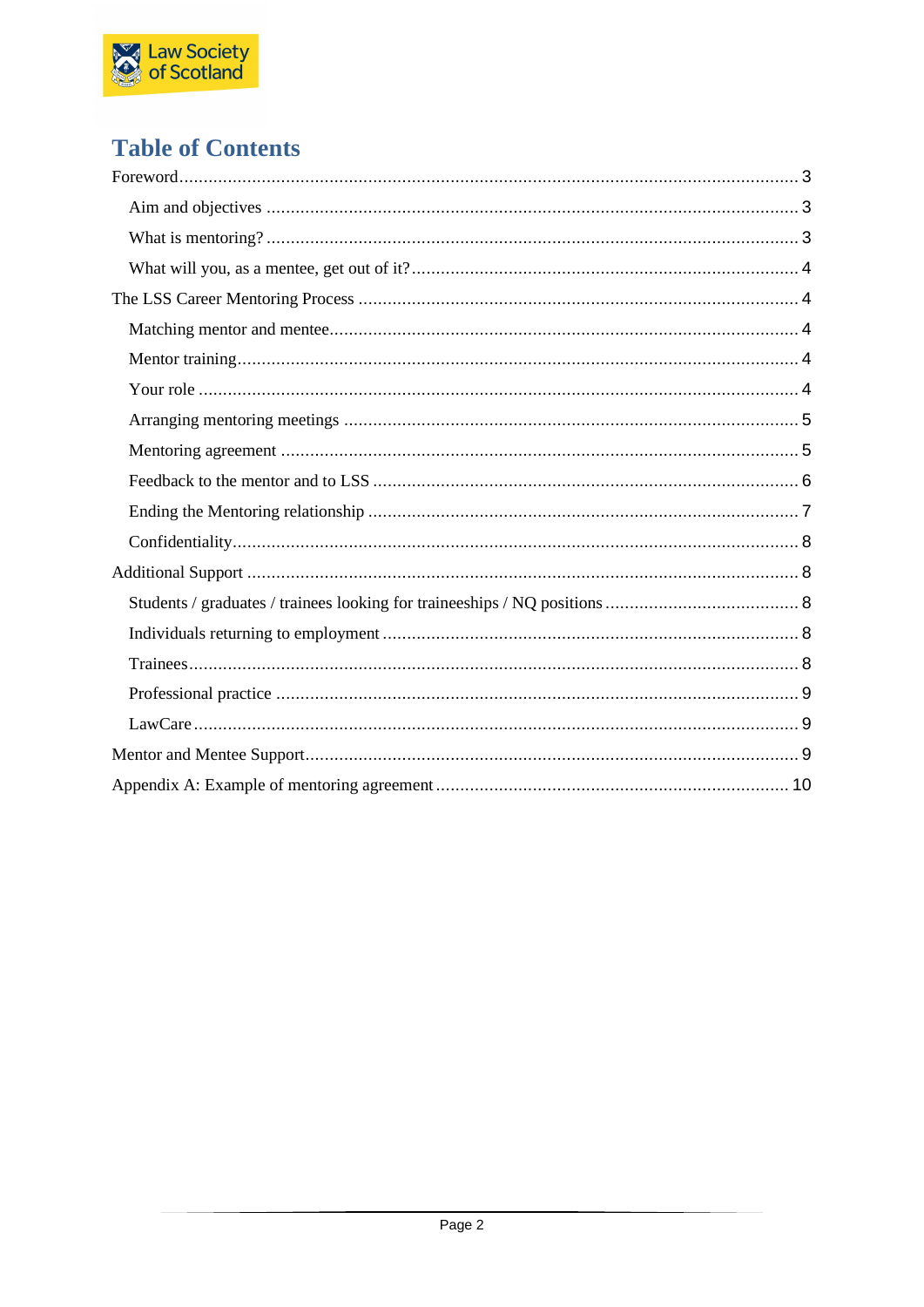# Table of Contents

Foreword ... 3

- Aim and objectives ... 3
- What is mentoring? ... 3
- What will you, as a mentee, get out of it? ... 4

The LSS Career Mentoring Process ... 4

- Matching mentor and mentee ... 4
- Mentor training ... 4
- Your role ... 4
- Arranging mentoring meetings ... 5
- Mentoring agreement ... 5
- Feedback to the mentor and to LSS ... 6
- Ending the Mentoring relationship ... 7
- Confidentiality ... 8

Additional Support ... 8

- Students / graduates / trainees looking for traineeships / NQ positions ... 8
- Individuals returning to employment ... 8
- Trainees ... 8
- Professional practice ... 9
- LawCare ... 9

Mentor and Mentee Support ... 9

Appendix A: Example of mentoring agreement ... 10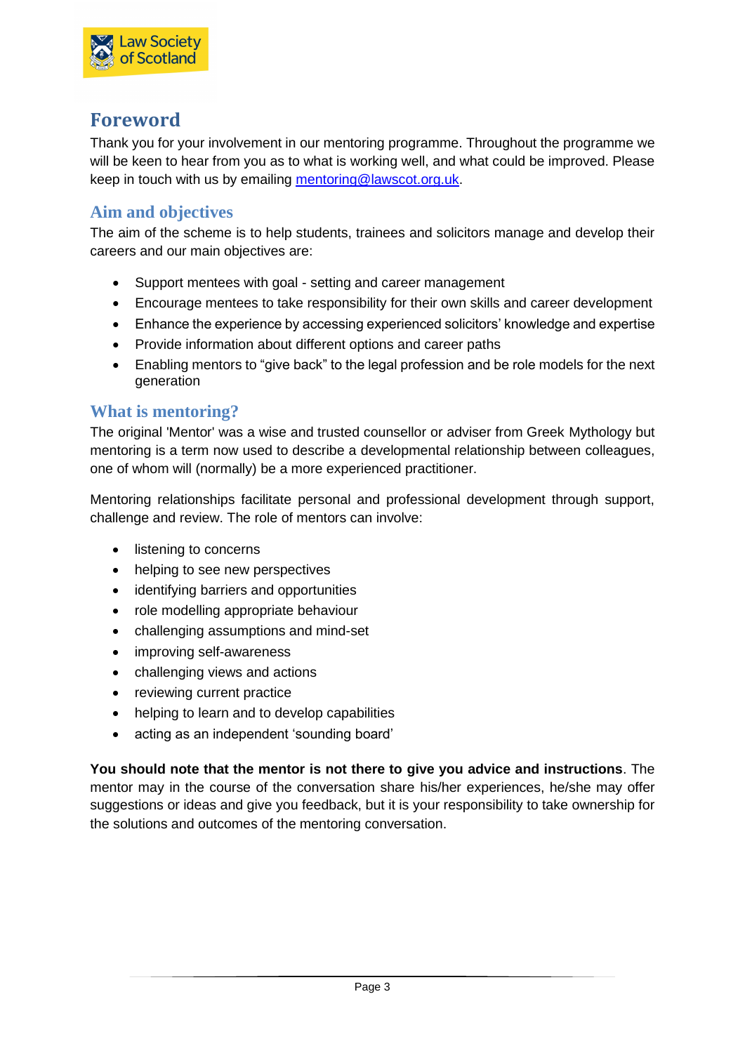## Foreword

Thank you for your involvement in our mentoring programme. Throughout the programme we will be keen to hear from you as to what is working well, and what could be improved. Please keep in touch with us by emailing mentoring@lawscot.org.uk.

### Aim and objectives

The aim of the scheme is to help students, trainees and solicitors manage and develop their careers and our main objectives are:

- Support mentees with goal - setting and career management
- Encourage mentees to take responsibility for their own skills and career development
- Enhance the experience by accessing experienced solicitors' knowledge and expertise
- Provide information about different options and career paths
- Enabling mentors to "give back" to the legal profession and be role models for the next generation

### What is mentoring?

The original 'Mentor' was a wise and trusted counsellor or adviser from Greek Mythology but mentoring is a term now used to describe a developmental relationship between colleagues, one of whom will (normally) be a more experienced practitioner.

Mentoring relationships facilitate personal and professional development through support, challenge and review. The role of mentors can involve:

- listening to concerns
- helping to see new perspectives
- identifying barriers and opportunities
- role modelling appropriate behaviour
- challenging assumptions and mind-set
- improving self-awareness
- challenging views and actions
- reviewing current practice
- helping to learn and to develop capabilities
- acting as an independent 'sounding board'

**You should note that the mentor is not there to give you advice and instructions**. The mentor may in the course of the conversation share his/her experiences, he/she may offer suggestions or ideas and give you feedback, but it is your responsibility to take ownership for the solutions and outcomes of the mentoring conversation.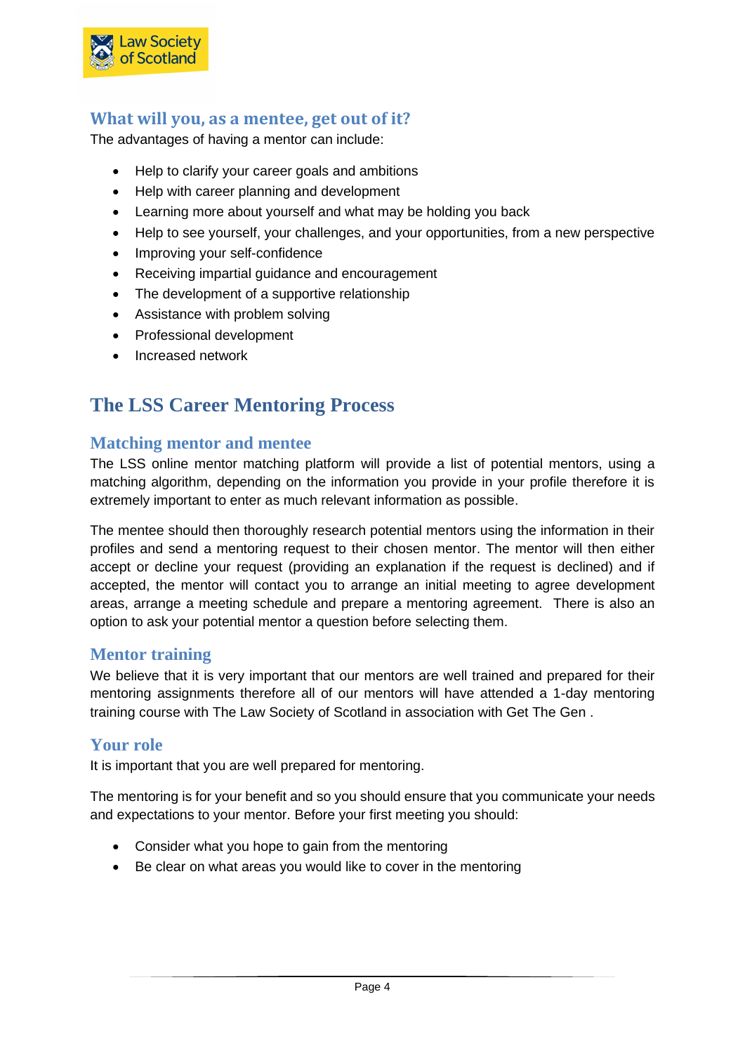### What will you, as a mentee, get out of it?

The advantages of having a mentor can include:

- Help to clarify your career goals and ambitions
- Help with career planning and development
- Learning more about yourself and what may be holding you back
- Help to see yourself, your challenges, and your opportunities, from a new perspective
- Improving your self-confidence
- Receiving impartial guidance and encouragement
- The development of a supportive relationship
- Assistance with problem solving
- Professional development
- Increased network

## The LSS Career Mentoring Process

### Matching mentor and mentee

The LSS online mentor matching platform will provide a list of potential mentors, using a matching algorithm, depending on the information you provide in your profile therefore it is extremely important to enter as much relevant information as possible.

The mentee should then thoroughly research potential mentors using the information in their profiles and send a mentoring request to their chosen mentor. The mentor will then either accept or decline your request (providing an explanation if the request is declined) and if accepted, the mentor will contact you to arrange an initial meeting to agree development areas, arrange a meeting schedule and prepare a mentoring agreement. There is also an option to ask your potential mentor a question before selecting them.

### Mentor training

We believe that it is very important that our mentors are well trained and prepared for their mentoring assignments therefore all of our mentors will have attended a 1-day mentoring training course with The Law Society of Scotland in association with Get The Gen .

### Your role

It is important that you are well prepared for mentoring.

The mentoring is for your benefit and so you should ensure that you communicate your needs and expectations to your mentor. Before your first meeting you should:

- Consider what you hope to gain from the mentoring
- Be clear on what areas you would like to cover in the mentoring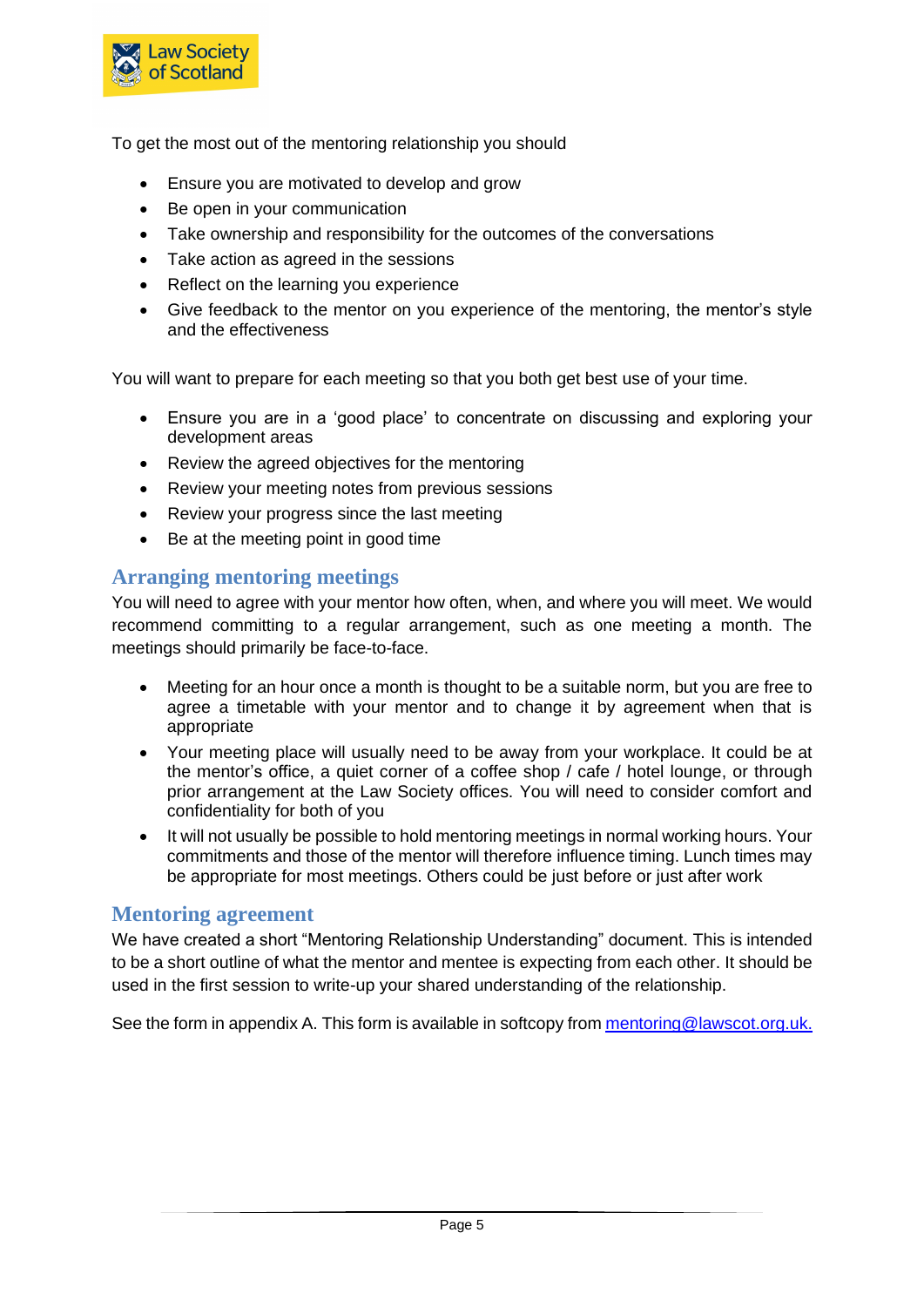To get the most out of the mentoring relationship you should

- Ensure you are motivated to develop and grow
- Be open in your communication
- Take ownership and responsibility for the outcomes of the conversations
- Take action as agreed in the sessions
- Reflect on the learning you experience
- Give feedback to the mentor on you experience of the mentoring, the mentor's style and the effectiveness

You will want to prepare for each meeting so that you both get best use of your time.

- Ensure you are in a 'good place' to concentrate on discussing and exploring your development areas
- Review the agreed objectives for the mentoring
- Review your meeting notes from previous sessions
- Review your progress since the last meeting
- Be at the meeting point in good time

## Arranging mentoring meetings

You will need to agree with your mentor how often, when, and where you will meet. We would recommend committing to a regular arrangement, such as one meeting a month. The meetings should primarily be face-to-face.

- Meeting for an hour once a month is thought to be a suitable norm, but you are free to agree a timetable with your mentor and to change it by agreement when that is appropriate
- Your meeting place will usually need to be away from your workplace. It could be at the mentor's office, a quiet corner of a coffee shop / cafe / hotel lounge, or through prior arrangement at the Law Society offices. You will need to consider comfort and confidentiality for both of you
- It will not usually be possible to hold mentoring meetings in normal working hours. Your commitments and those of the mentor will therefore influence timing. Lunch times may be appropriate for most meetings. Others could be just before or just after work

## Mentoring agreement

We have created a short "Mentoring Relationship Understanding" document. This is intended to be a short outline of what the mentor and mentee is expecting from each other. It should be used in the first session to write-up your shared understanding of the relationship.

See the form in appendix A. This form is available in softcopy from mentoring@lawscot.org.uk.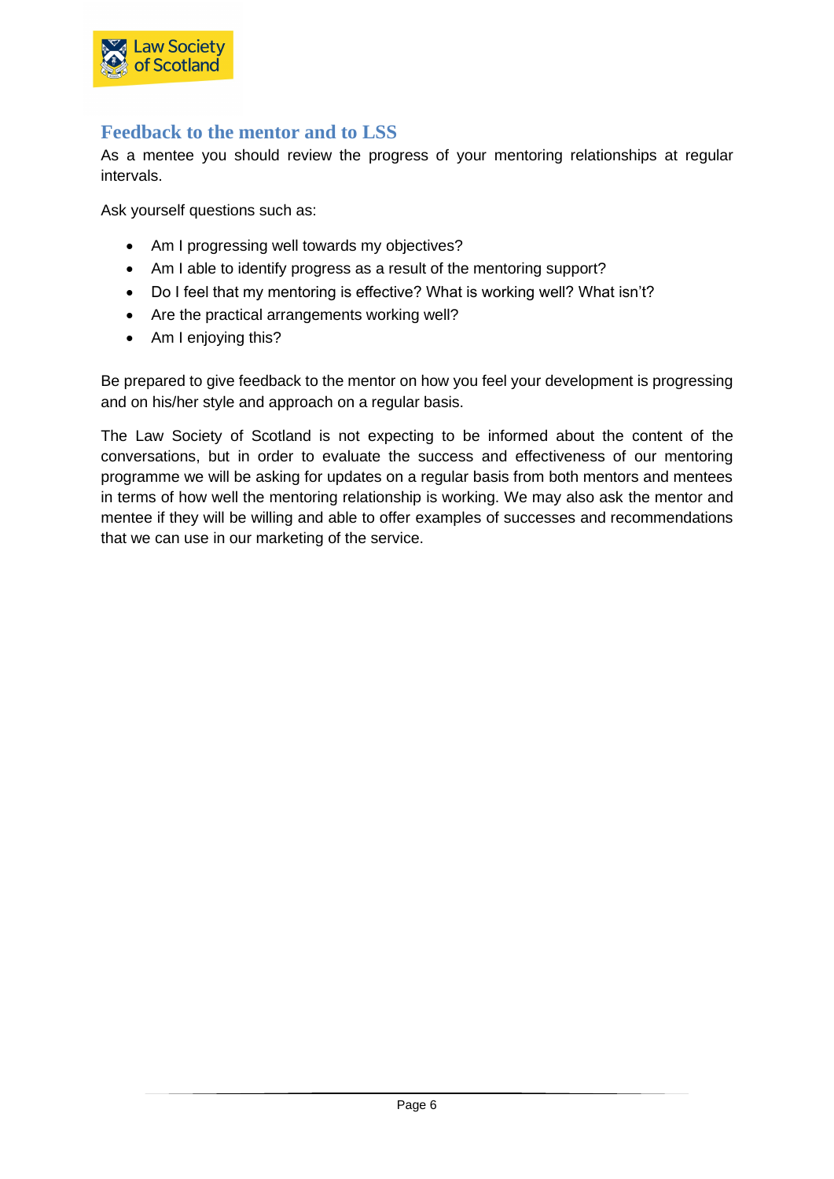## Feedback to the mentor and to LSS

As a mentee you should review the progress of your mentoring relationships at regular intervals.

Ask yourself questions such as:

- Am I progressing well towards my objectives?
- Am I able to identify progress as a result of the mentoring support?
- Do I feel that my mentoring is effective? What is working well? What isn't?
- Are the practical arrangements working well?
- Am I enjoying this?

Be prepared to give feedback to the mentor on how you feel your development is progressing and on his/her style and approach on a regular basis.

The Law Society of Scotland is not expecting to be informed about the content of the conversations, but in order to evaluate the success and effectiveness of our mentoring programme we will be asking for updates on a regular basis from both mentors and mentees in terms of how well the mentoring relationship is working. We may also ask the mentor and mentee if they will be willing and able to offer examples of successes and recommendations that we can use in our marketing of the service.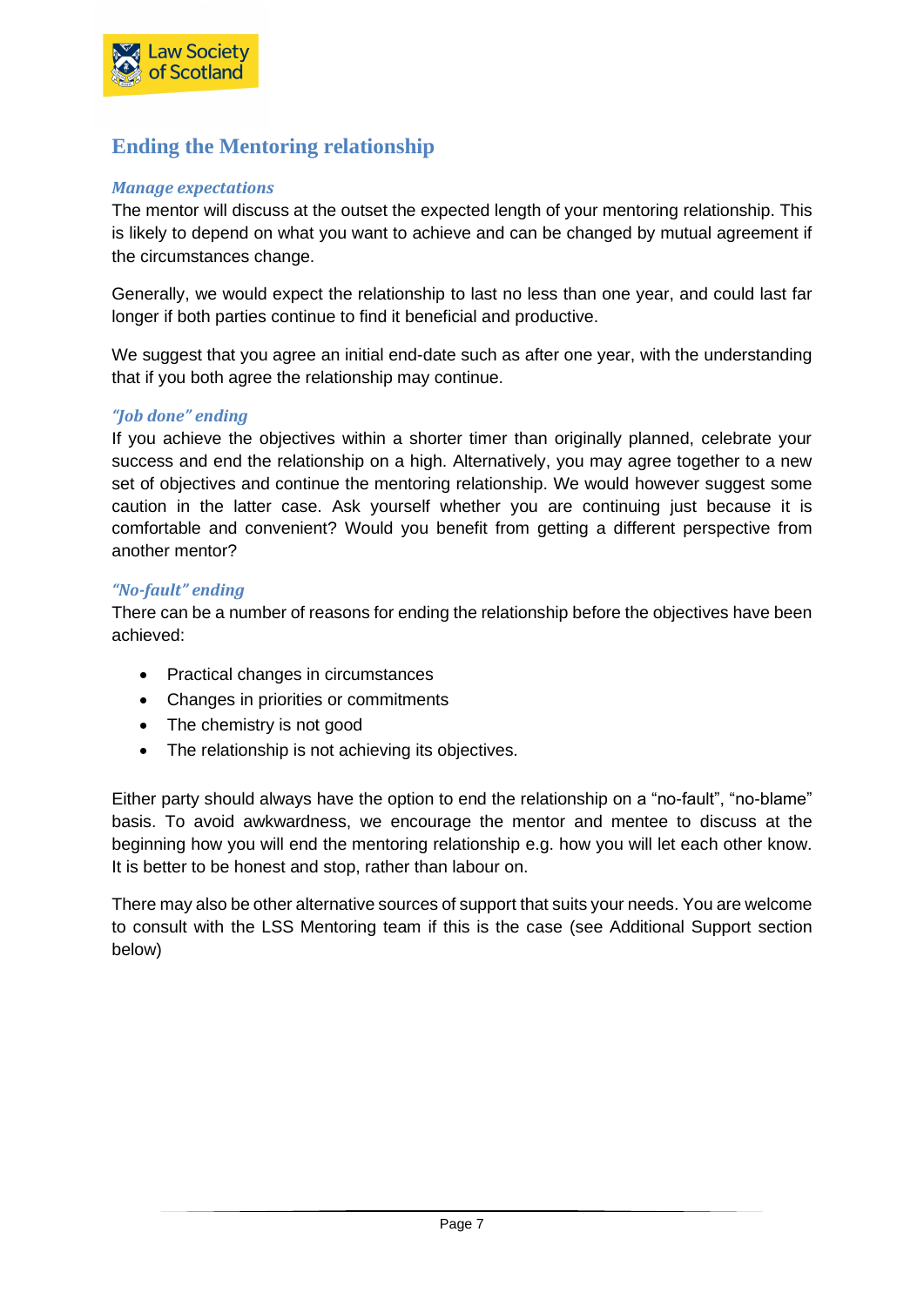## Ending the Mentoring relationship

### *Manage expectations*

The mentor will discuss at the outset the expected length of your mentoring relationship. This is likely to depend on what you want to achieve and can be changed by mutual agreement if the circumstances change.

Generally, we would expect the relationship to last no less than one year, and could last far longer if both parties continue to find it beneficial and productive.

We suggest that you agree an initial end-date such as after one year, with the understanding that if you both agree the relationship may continue.

### *"Job done" ending*

If you achieve the objectives within a shorter timer than originally planned, celebrate your success and end the relationship on a high. Alternatively, you may agree together to a new set of objectives and continue the mentoring relationship. We would however suggest some caution in the latter case. Ask yourself whether you are continuing just because it is comfortable and convenient? Would you benefit from getting a different perspective from another mentor?

### *"No-fault" ending*

There can be a number of reasons for ending the relationship before the objectives have been achieved:

- Practical changes in circumstances
- Changes in priorities or commitments
- The chemistry is not good
- The relationship is not achieving its objectives.

Either party should always have the option to end the relationship on a "no-fault", "no-blame" basis. To avoid awkwardness, we encourage the mentor and mentee to discuss at the beginning how you will end the mentoring relationship e.g. how you will let each other know. It is better to be honest and stop, rather than labour on.

There may also be other alternative sources of support that suits your needs. You are welcome to consult with the LSS Mentoring team if this is the case (see Additional Support section below)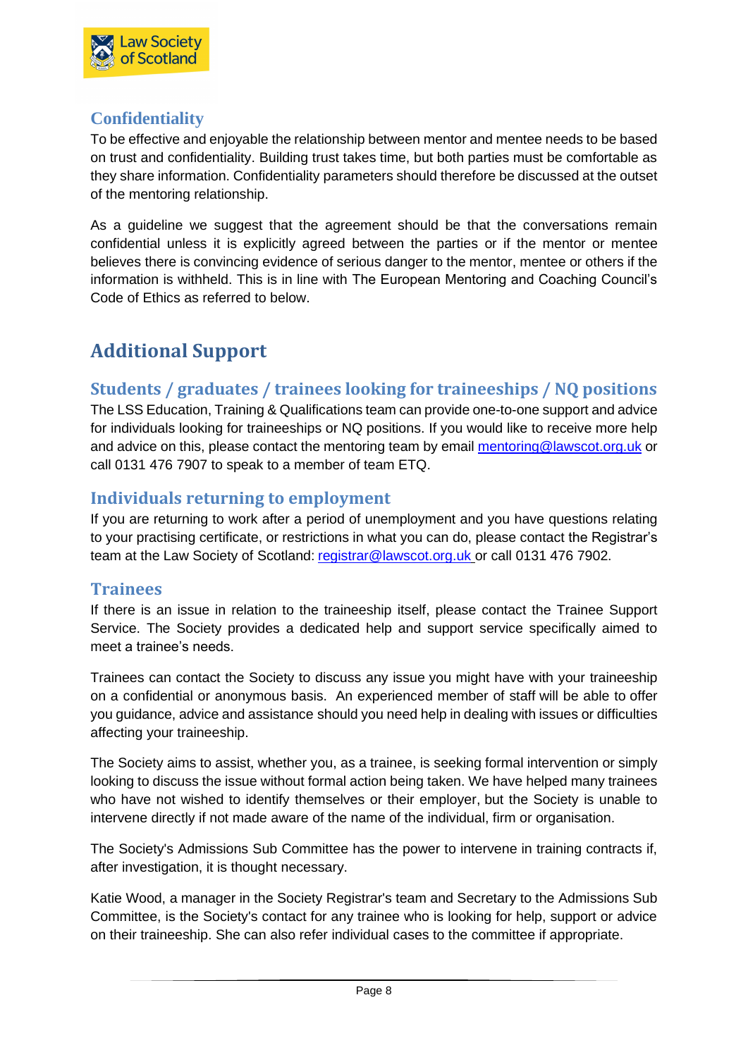### Confidentiality

To be effective and enjoyable the relationship between mentor and mentee needs to be based on trust and confidentiality. Building trust takes time, but both parties must be comfortable as they share information. Confidentiality parameters should therefore be discussed at the outset of the mentoring relationship.

As a guideline we suggest that the agreement should be that the conversations remain confidential unless it is explicitly agreed between the parties or if the mentor or mentee believes there is convincing evidence of serious danger to the mentor, mentee or others if the information is withheld. This is in line with The European Mentoring and Coaching Council's Code of Ethics as referred to below.

## Additional Support

### Students / graduates / trainees looking for traineeships / NQ positions

The LSS Education, Training & Qualifications team can provide one-to-one support and advice for individuals looking for traineeships or NQ positions. If you would like to receive more help and advice on this, please contact the mentoring team by email mentoring@lawscot.org.uk or call 0131 476 7907 to speak to a member of team ETQ.

### Individuals returning to employment

If you are returning to work after a period of unemployment and you have questions relating to your practising certificate, or restrictions in what you can do, please contact the Registrar's team at the Law Society of Scotland: registrar@lawscot.org.uk or call 0131 476 7902.

### Trainees

If there is an issue in relation to the traineeship itself, please contact the Trainee Support Service. The Society provides a dedicated help and support service specifically aimed to meet a trainee's needs.

Trainees can contact the Society to discuss any issue you might have with your traineeship on a confidential or anonymous basis. An experienced member of staff will be able to offer you guidance, advice and assistance should you need help in dealing with issues or difficulties affecting your traineeship.

The Society aims to assist, whether you, as a trainee, is seeking formal intervention or simply looking to discuss the issue without formal action being taken. We have helped many trainees who have not wished to identify themselves or their employer, but the Society is unable to intervene directly if not made aware of the name of the individual, firm or organisation.

The Society's Admissions Sub Committee has the power to intervene in training contracts if, after investigation, it is thought necessary.

Katie Wood, a manager in the Society Registrar's team and Secretary to the Admissions Sub Committee, is the Society's contact for any trainee who is looking for help, support or advice on their traineeship. She can also refer individual cases to the committee if appropriate.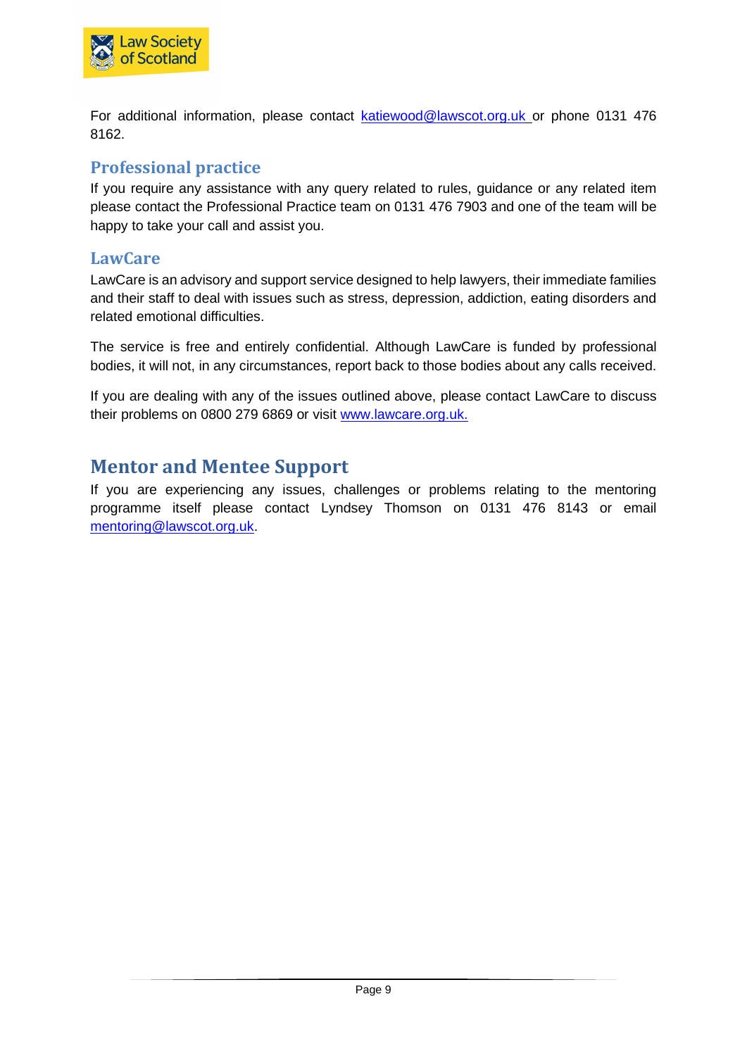For additional information, please contact katiewood@lawscot.org.uk or phone 0131 476 8162.

### Professional practice

If you require any assistance with any query related to rules, guidance or any related item please contact the Professional Practice team on 0131 476 7903 and one of the team will be happy to take your call and assist you.

### LawCare

LawCare is an advisory and support service designed to help lawyers, their immediate families and their staff to deal with issues such as stress, depression, addiction, eating disorders and related emotional difficulties.

The service is free and entirely confidential. Although LawCare is funded by professional bodies, it will not, in any circumstances, report back to those bodies about any calls received.

If you are dealing with any of the issues outlined above, please contact LawCare to discuss their problems on 0800 279 6869 or visit www.lawcare.org.uk.

## Mentor and Mentee Support

If you are experiencing any issues, challenges or problems relating to the mentoring programme itself please contact Lyndsey Thomson on 0131 476 8143 or email mentoring@lawscot.org.uk.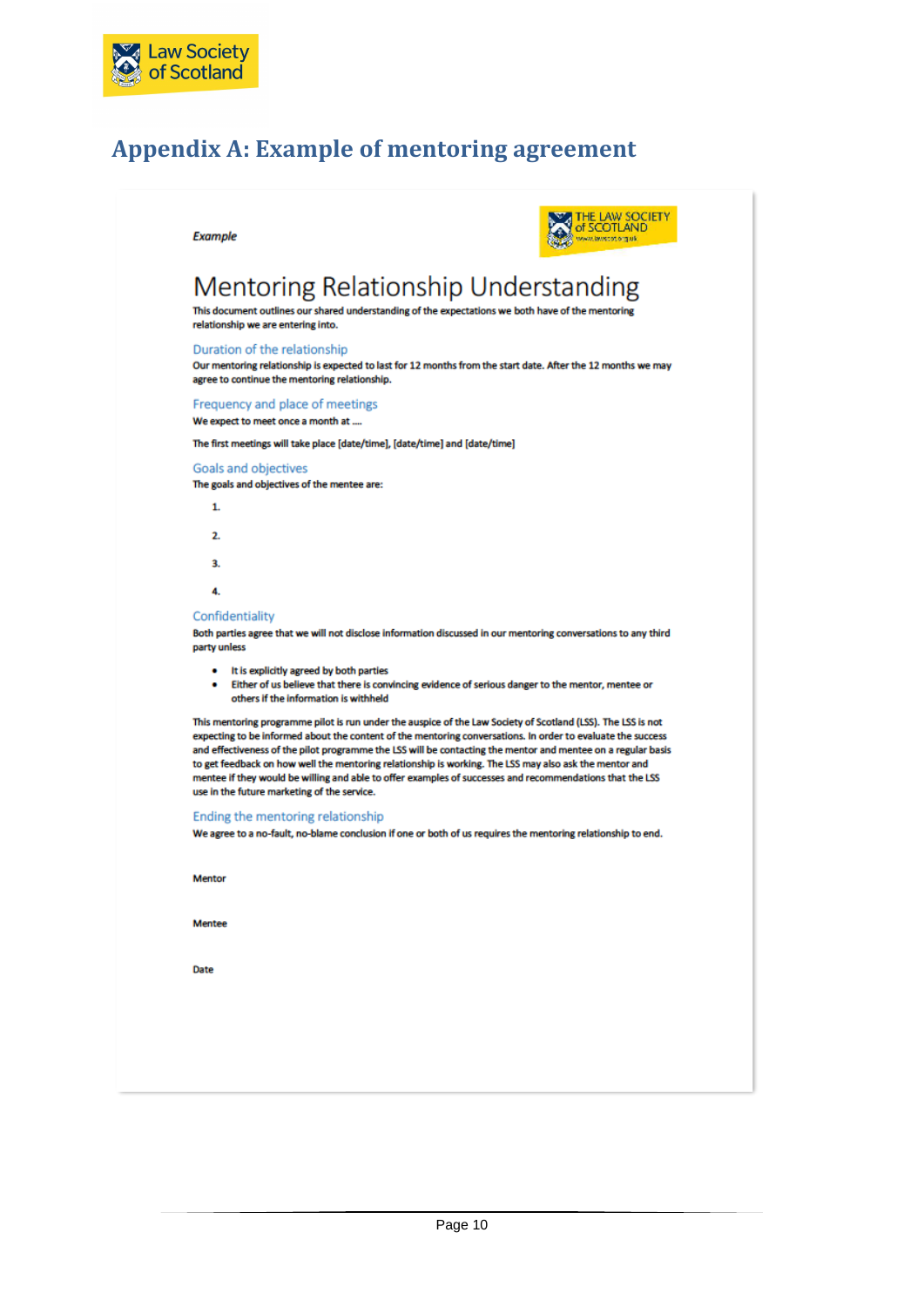# Appendix A: Example of mentoring agreement

*Example*

## Mentoring Relationship Understanding

This document outlines our shared understanding of the expectations we both have of the mentoring relationship we are entering into.

### Duration of the relationship

Our mentoring relationship is expected to last for 12 months from the start date. After the 12 months we may agree to continue the mentoring relationship.

### Frequency and place of meetings

We expect to meet once a month at ....

The first meetings will take place [date/time], [date/time] and [date/time]

### Goals and objectives

The goals and objectives of the mentee are:

1.
2.
3.
4.

### Confidentiality

Both parties agree that we will not disclose information discussed in our mentoring conversations to any third party unless

- It is explicitly agreed by both parties
- Either of us believe that there is convincing evidence of serious danger to the mentor, mentee or others if the information is withheld

This mentoring programme pilot is run under the auspice of the Law Society of Scotland (LSS). The LSS is not expecting to be informed about the content of the mentoring conversations. In order to evaluate the success and effectiveness of the pilot programme the LSS will be contacting the mentor and mentee on a regular basis to get feedback on how well the mentoring relationship is working. The LSS may also ask the mentor and mentee if they would be willing and able to offer examples of successes and recommendations that the LSS use in the future marketing of the service.

### Ending the mentoring relationship

We agree to a no-fault, no-blame conclusion if one or both of us requires the mentoring relationship to end.

Mentor

Mentee

Date